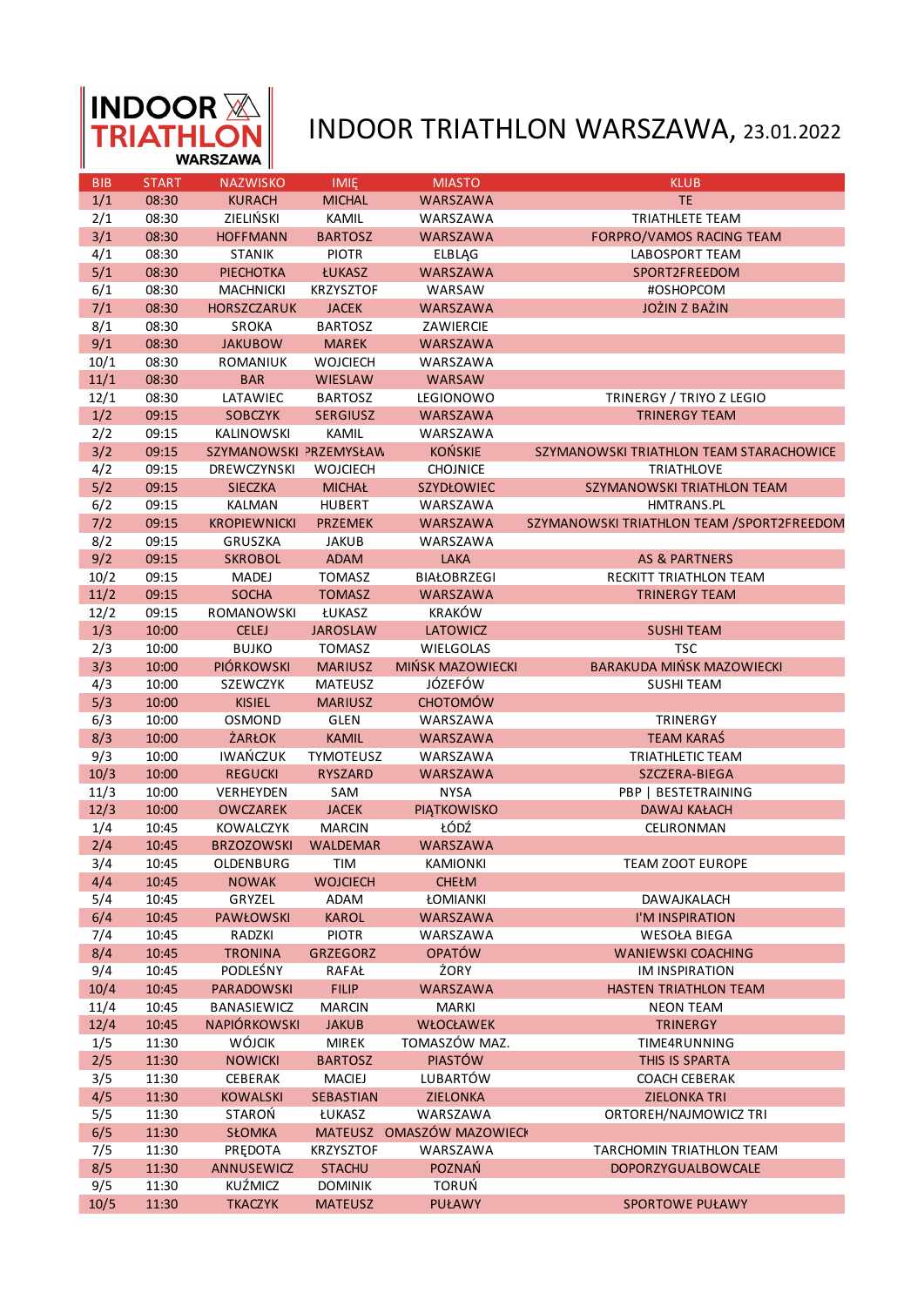INDOOR TRIATHLON WARSZAWA

# INDOOR TRIATHLON WARSZAWA, 23.01.2022

| BIB | START | NAZWISKO | IMIĘ | MIASTO | KLUB |
|---|---|---|---|---|---|
| 1/1 | 08:30 | KURACH | MICHAL | WARSZAWA | TE |
| 2/1 | 08:30 | ZIELIŃSKI | KAMIL | WARSZAWA | TRIATHLETE TEAM |
| 3/1 | 08:30 | HOFFMANN | BARTOSZ | WARSZAWA | FORPRO/VAMOS RACING TEAM |
| 4/1 | 08:30 | STANIK | PIOTR | ELBLĄG | LABOSPORT TEAM |
| 5/1 | 08:30 | PIECHOTKA | ŁUKASZ | WARSZAWA | SPORT2FREEDOM |
| 6/1 | 08:30 | MACHNICKI | KRZYSZTOF | WARSAW | #OSHOPCOM |
| 7/1 | 08:30 | HORSZCZARUK | JACEK | WARSZAWA | JOŻIN Z BAŻIN |
| 8/1 | 08:30 | SROKA | BARTOSZ | ZAWIERCIE | |
| 9/1 | 08:30 | JAKUBOW | MAREK | WARSZAWA | |
| 10/1 | 08:30 | ROMANIUK | WOJCIECH | WARSZAWA | |
| 11/1 | 08:30 | BAR | WIESLAW | WARSAW | |
| 12/1 | 08:30 | LATAWIEC | BARTOSZ | LEGIONOWO | TRINERGY / TRIYO Z LEGIO |
| 1/2 | 09:15 | SOBCZYK | SERGIUSZ | WARSZAWA | TRINERGY TEAM |
| 2/2 | 09:15 | KALINOWSKI | KAMIL | WARSZAWA | |
| 3/2 | 09:15 | SZYMANOWSKI | PRZEMYSŁAW | KOŃSKIE | SZYMANOWSKI TRIATHLON TEAM STARACHOWICE |
| 4/2 | 09:15 | DREWCZYNSKI | WOJCIECH | CHOJNICE | TRIATHLOVE |
| 5/2 | 09:15 | SIECZKA | MICHAŁ | SZYDŁOWIEC | SZYMANOWSKI TRIATHLON TEAM |
| 6/2 | 09:15 | KALMAN | HUBERT | WARSZAWA | HMTRANS.PL |
| 7/2 | 09:15 | KROPIEWNICKI | PRZEMEK | WARSZAWA | SZYMANOWSKI TRIATHLON TEAM /SPORT2FREEDOM |
| 8/2 | 09:15 | GRUSZKA | JAKUB | WARSZAWA | |
| 9/2 | 09:15 | SKROBOL | ADAM | LAKA | AS & PARTNERS |
| 10/2 | 09:15 | MADEJ | TOMASZ | BIAŁOBRZEGI | RECKITT TRIATHLON TEAM |
| 11/2 | 09:15 | SOCHA | TOMASZ | WARSZAWA | TRINERGY TEAM |
| 12/2 | 09:15 | ROMANOWSKI | ŁUKASZ | KRAKÓW | |
| 1/3 | 10:00 | CELEJ | JAROSLAW | LATOWICZ | SUSHI TEAM |
| 2/3 | 10:00 | BUJKO | TOMASZ | WIELGOLAS | TSC |
| 3/3 | 10:00 | PIÓRKOWSKI | MARIUSZ | MIŃSK MAZOWIECKI | BARAKUDA MIŃSK MAZOWIECKI |
| 4/3 | 10:00 | SZEWCZYK | MATEUSZ | JÓZEFÓW | SUSHI TEAM |
| 5/3 | 10:00 | KISIEL | MARIUSZ | CHOTOMÓW | |
| 6/3 | 10:00 | OSMOND | GLEN | WARSZAWA | TRINERGY |
| 8/3 | 10:00 | ŻARŁOK | KAMIL | WARSZAWA | TEAM KARAŚ |
| 9/3 | 10:00 | IWAŃCZUK | TYMOTEUSZ | WARSZAWA | TRIATHLETIC TEAM |
| 10/3 | 10:00 | REGUCKI | RYSZARD | WARSZAWA | SZCZERA-BIEGA |
| 11/3 | 10:00 | VERHEYDEN | SAM | NYSA | PBP \| BESTETRAINING |
| 12/3 | 10:00 | OWCZAREK | JACEK | PIĄTKOWISKO | DAWAJ KAŁACH |
| 1/4 | 10:45 | KOWALCZYK | MARCIN | ŁÓDŹ | CELIRONMAN |
| 2/4 | 10:45 | BRZOZOWSKI | WALDEMAR | WARSZAWA | |
| 3/4 | 10:45 | OLDENBURG | TIM | KAMIONKI | TEAM ZOOT EUROPE |
| 4/4 | 10:45 | NOWAK | WOJCIECH | CHEŁM | |
| 5/4 | 10:45 | GRYZEL | ADAM | ŁOMIANKI | DAWAJKALACH |
| 6/4 | 10:45 | PAWŁOWSKI | KAROL | WARSZAWA | I'M INSPIRATION |
| 7/4 | 10:45 | RADZKI | PIOTR | WARSZAWA | WESOŁA BIEGA |
| 8/4 | 10:45 | TRONINA | GRZEGORZ | OPATÓW | WANIEWSKI COACHING |
| 9/4 | 10:45 | PODLEŚNY | RAFAŁ | ŻORY | IM INSPIRATION |
| 10/4 | 10:45 | PARADOWSKI | FILIP | WARSZAWA | HASTEN TRIATHLON TEAM |
| 11/4 | 10:45 | BANASIEWICZ | MARCIN | MARKI | NEON TEAM |
| 12/4 | 10:45 | NAPIÓRKOWSKI | JAKUB | WŁOCŁAWEK | TRINERGY |
| 1/5 | 11:30 | WÓJCIK | MIREK | TOMASZÓW MAZ. | TIME4RUNNING |
| 2/5 | 11:30 | NOWICKI | BARTOSZ | PIASTÓW | THIS IS SPARTA |
| 3/5 | 11:30 | CEBERAK | MACIEJ | LUBARTÓW | COACH CEBERAK |
| 4/5 | 11:30 | KOWALSKI | SEBASTIAN | ZIELONKA | ZIELONKA TRI |
| 5/5 | 11:30 | STAROŃ | ŁUKASZ | WARSZAWA | ORTOREH/NAJMOWICZ TRI |
| 6/5 | 11:30 | SŁOMKA | MATEUSZ | TOMASZÓW MAZOWIECKI | |
| 7/5 | 11:30 | PRĘDOTA | KRZYSZTOF | WARSZAWA | TARCHOMIN TRIATHLON TEAM |
| 8/5 | 11:30 | ANNUSEWICZ | STACHU | POZNAŃ | DOPORZYGUALBOWCALE |
| 9/5 | 11:30 | KUŹMICZ | DOMINIK | TORUŃ | |
| 10/5 | 11:30 | TKACZYK | MATEUSZ | PUŁAWY | SPORTOWE PUŁAWY |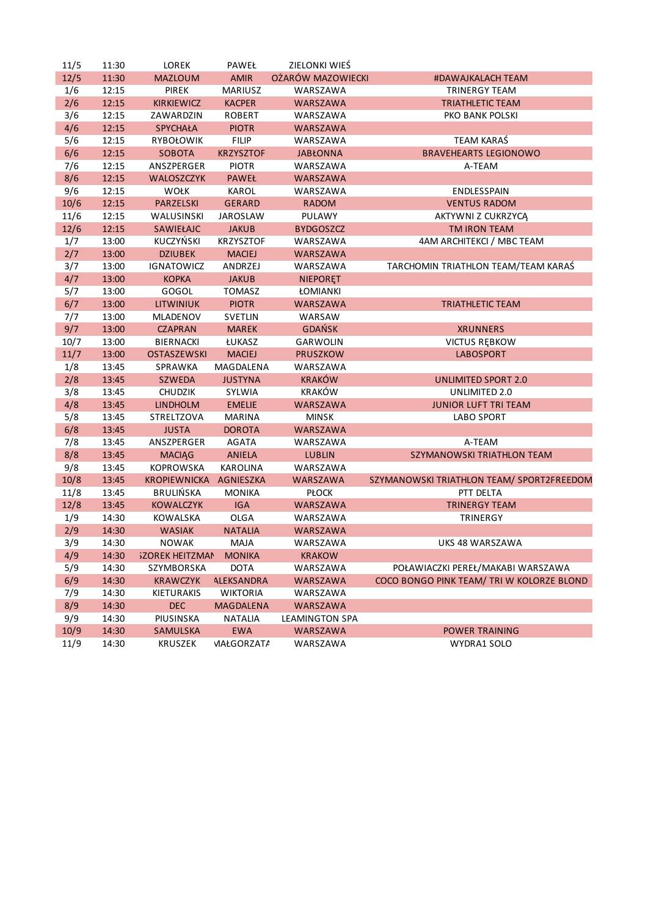| | | | | | |
|---|---|---|---|---|---|
| 11/5 | 11:30 | LOREK | PAWEŁ | ZIELONKI WIEŚ | |
| 12/5 | 11:30 | MAZLOUM | AMIR | OŻARÓW MAZOWIECKI | #DAWAJKALACH TEAM |
| 1/6 | 12:15 | PIREK | MARIUSZ | WARSZAWA | TRINERGY TEAM |
| 2/6 | 12:15 | KIRKIEWICZ | KACPER | WARSZAWA | TRIATHLETIC TEAM |
| 3/6 | 12:15 | ZAWARDZIN | ROBERT | WARSZAWA | PKO BANK POLSKI |
| 4/6 | 12:15 | SPYCHAŁA | PIOTR | WARSZAWA | |
| 5/6 | 12:15 | RYBOŁOWIK | FILIP | WARSZAWA | TEAM KARAŚ |
| 6/6 | 12:15 | SOBOTA | KRZYSZTOF | JABŁONNA | BRAVEHEARTS LEGIONOWO |
| 7/6 | 12:15 | ANSZPERGER | PIOTR | WARSZAWA | A-TEAM |
| 8/6 | 12:15 | WALOSZCZYK | PAWEŁ | WARSZAWA | |
| 9/6 | 12:15 | WOŁK | KAROL | WARSZAWA | ENDLESSPAIN |
| 10/6 | 12:15 | PARZELSKI | GERARD | RADOM | VENTUS RADOM |
| 11/6 | 12:15 | WALUSINSKI | JAROSLAW | PULAWY | AKTYWNI Z CUKRZYCĄ |
| 12/6 | 12:15 | SAWIEŁAJC | JAKUB | BYDGOSZCZ | TM IRON TEAM |
| 1/7 | 13:00 | KUCZYŃSKI | KRZYSZTOF | WARSZAWA | 4AM ARCHITEKCI / MBC TEAM |
| 2/7 | 13:00 | DZIUBEK | MACIEJ | WARSZAWA | |
| 3/7 | 13:00 | IGNATOWICZ | ANDRZEJ | WARSZAWA | TARCHOMIN TRIATHLON TEAM/TEAM KARAŚ |
| 4/7 | 13:00 | KOPKA | JAKUB | NIEPORĘT | |
| 5/7 | 13:00 | GOGOL | TOMASZ | ŁOMIANKI | |
| 6/7 | 13:00 | LITWINIUK | PIOTR | WARSZAWA | TRIATHLETIC TEAM |
| 7/7 | 13:00 | MLADENOV | SVETLIN | WARSAW | |
| 9/7 | 13:00 | CZAPRAN | MAREK | GDAŃSK | XRUNNERS |
| 10/7 | 13:00 | BIERNACKI | ŁUKASZ | GARWOLIN | VICTUS RĘBKOW |
| 11/7 | 13:00 | OSTASZEWSKI | MACIEJ | PRUSZKOW | LABOSPORT |
| 1/8 | 13:45 | SPRAWKA | MAGDALENA | WARSZAWA | |
| 2/8 | 13:45 | SZWEDA | JUSTYNA | KRAKÓW | UNLIMITED SPORT 2.0 |
| 3/8 | 13:45 | CHUDZIK | SYLWIA | KRAKÓW | UNLIMITED 2.0 |
| 4/8 | 13:45 | LINDHOLM | EMELIE | WARSZAWA | JUNIOR LUFT TRI TEAM |
| 5/8 | 13:45 | STRELTZOVA | MARINA | MINSK | LABO SPORT |
| 6/8 | 13:45 | JUSTA | DOROTA | WARSZAWA | |
| 7/8 | 13:45 | ANSZPERGER | AGATA | WARSZAWA | A-TEAM |
| 8/8 | 13:45 | MACIĄG | ANIELA | LUBLIN | SZYMANOWSKI TRIATHLON TEAM |
| 9/8 | 13:45 | KOPROWSKA | KAROLINA | WARSZAWA | |
| 10/8 | 13:45 | KROPIEWNICKA | AGNIESZKA | WARSZAWA | SZYMANOWSKI TRIATHLON TEAM/ SPORT2FREEDOM |
| 11/8 | 13:45 | BRULIŃSKA | MONIKA | PŁOCK | PTT DELTA |
| 12/8 | 13:45 | KOWALCZYK | IGA | WARSZAWA | TRINERGY TEAM |
| 1/9 | 14:30 | KOWALSKA | OLGA | WARSZAWA | TRINERGY |
| 2/9 | 14:30 | WASIAK | NATALIA | WARSZAWA | |
| 3/9 | 14:30 | NOWAK | MAJA | WARSZAWA | UKS 48 WARSZAWA |
| 4/9 | 14:30 | ;ZOREK HEITZMAN | MONIKA | KRAKOW | |
| 5/9 | 14:30 | SZYMBORSKA | DOTA | WARSZAWA | POŁAWIACZKI PEREŁ/MAKABI WARSZAWA |
| 6/9 | 14:30 | KRAWCZYK | ALEKSANDRA | WARSZAWA | COCO BONGO PINK TEAM/ TRI W KOLORZE BLOND |
| 7/9 | 14:30 | KIETURAKIS | WIKTORIA | WARSZAWA | |
| 8/9 | 14:30 | DEC | MAGDALENA | WARSZAWA | |
| 9/9 | 14:30 | PIUSINSKA | NATALIA | LEAMINGTON SPA | |
| 10/9 | 14:30 | SAMULSKA | EWA | WARSZAWA | POWER TRAINING |
| 11/9 | 14:30 | KRUSZEK | MAŁGORZATA | WARSZAWA | WYDRA1 SOLO |